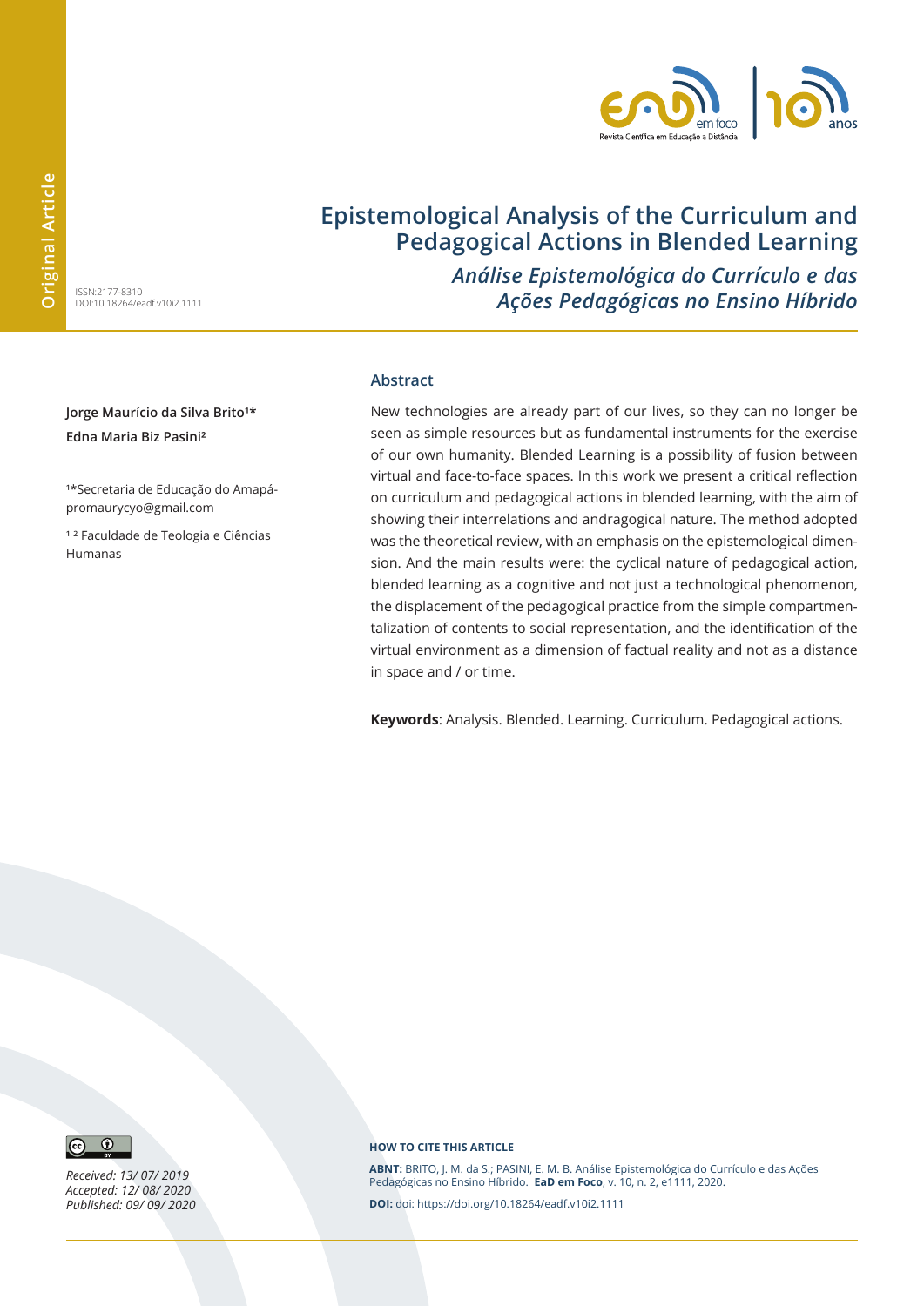Original Article

ISSN:2177-8310
DOI:10.18264/eadf.v10i2.1111

# Epistemological Analysis of the Curriculum and Pedagogical Actions in Blended Learning

## *Análise Epistemológica do Currículo e das Ações Pedagógicas no Ensino Híbrido*

**Jorge Maurício da Silva Brito[1]***
**Edna Maria Biz Pasini[2]**

[1]*Secretaria de Educação do Amapá- promaurycyo@gmail.com

[1 2] Faculdade de Teologia e Ciências Humanas

### Abstract

New technologies are already part of our lives, so they can no longer be seen as simple resources but as fundamental instruments for the exercise of our own humanity. Blended Learning is a possibility of fusion between virtual and face-to-face spaces. In this work we present a critical reflection on curriculum and pedagogical actions in blended learning, with the aim of showing their interrelations and andragogical nature. The method adopted was the theoretical review, with an emphasis on the epistemological dimension. And the main results were: the cyclical nature of pedagogical action, blended learning as a cognitive and not just a technological phenomenon, the displacement of the pedagogical practice from the simple compartmentalization of contents to social representation, and the identification of the virtual environment as a dimension of factual reality and not as a distance in space and / or time.

**Keywords**: Analysis. Blended. Learning. Curriculum. Pedagogical actions.

*Received: 13/ 07/ 2019*
*Accepted: 12/ 08/ 2020*
*Published: 09/ 09/ 2020*

**HOW TO CITE THIS ARTICLE**

**ABNT:** BRITO, J. M. da S.; PASINI, E. M. B. Análise Epistemológica do Currículo e das Ações Pedagógicas no Ensino Híbrido. **EaD em Foco**, v. 10, n. 2, e1111, 2020.

**DOI:** doi: https://doi.org/10.18264/eadf.v10i2.1111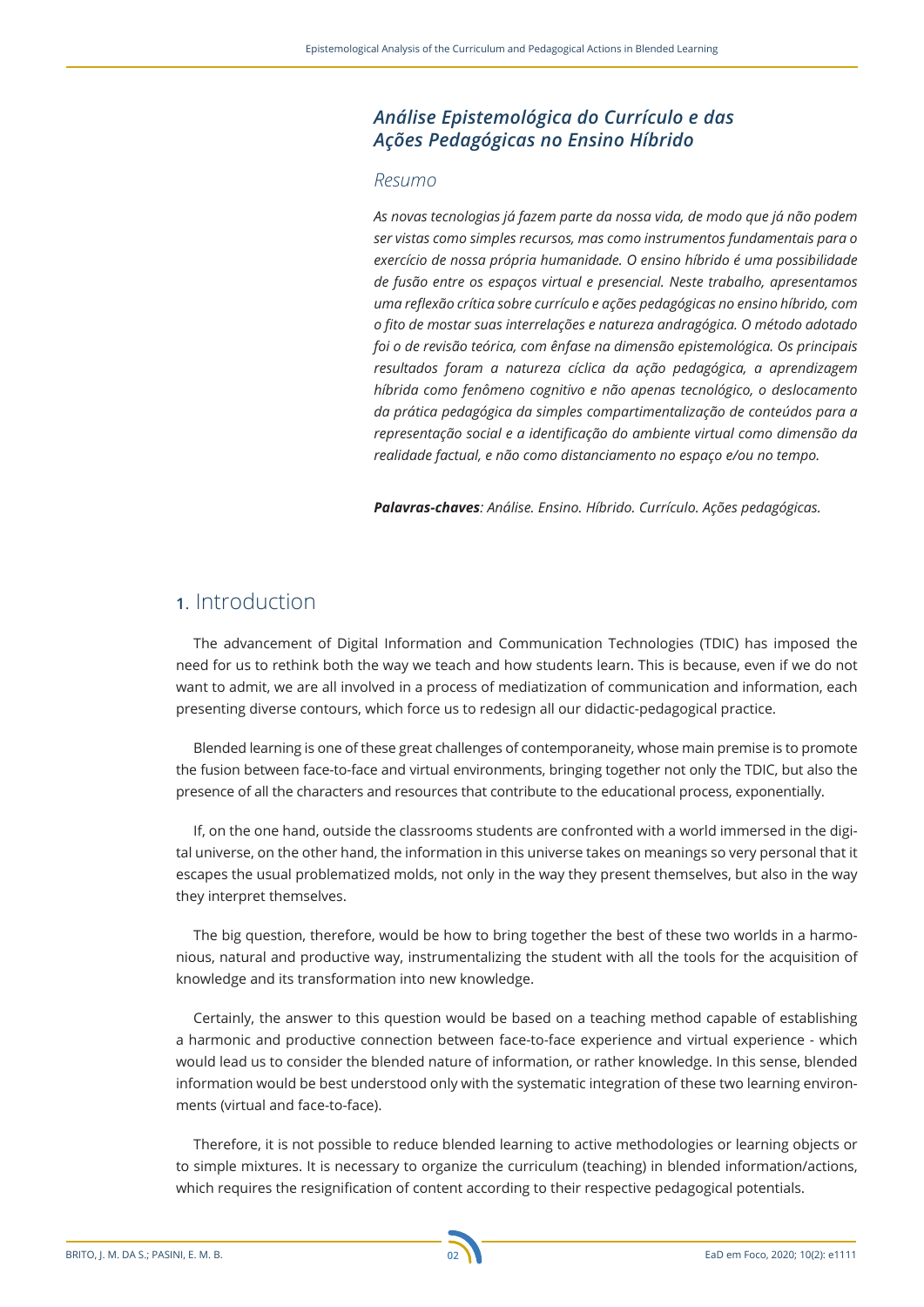## *Análise Epistemológica do Currículo e das Ações Pedagógicas no Ensino Híbrido*

### *Resumo*

*As novas tecnologias já fazem parte da nossa vida, de modo que já não podem ser vistas como simples recursos, mas como instrumentos fundamentais para o exercício de nossa própria humanidade. O ensino híbrido é uma possibilidade de fusão entre os espaços virtual e presencial. Neste trabalho, apresentamos uma reflexão crítica sobre currículo e ações pedagógicas no ensino híbrido, com o fito de mostar suas interrelações e natureza andragógica. O método adotado foi o de revisão teórica, com ênfase na dimensão epistemológica. Os principais resultados foram a natureza cíclica da ação pedagógica, a aprendizagem híbrida como fenômeno cognitivo e não apenas tecnológico, o deslocamento da prática pedagógica da simples compartimentalização de conteúdos para a representação social e a identificação do ambiente virtual como dimensão da realidade factual, e não como distanciamento no espaço e/ou no tempo.*

***Palavras-chaves**: Análise. Ensino. Híbrido. Currículo. Ações pedagógicas.*

## 1. Introduction

The advancement of Digital Information and Communication Technologies (TDIC) has imposed the need for us to rethink both the way we teach and how students learn. This is because, even if we do not want to admit, we are all involved in a process of mediatization of communication and information, each presenting diverse contours, which force us to redesign all our didactic-pedagogical practice.

Blended learning is one of these great challenges of contemporaneity, whose main premise is to promote the fusion between face-to-face and virtual environments, bringing together not only the TDIC, but also the presence of all the characters and resources that contribute to the educational process, exponentially.

If, on the one hand, outside the classrooms students are confronted with a world immersed in the digital universe, on the other hand, the information in this universe takes on meanings so very personal that it escapes the usual problematized molds, not only in the way they present themselves, but also in the way they interpret themselves.

The big question, therefore, would be how to bring together the best of these two worlds in a harmonious, natural and productive way, instrumentalizing the student with all the tools for the acquisition of knowledge and its transformation into new knowledge.

Certainly, the answer to this question would be based on a teaching method capable of establishing a harmonic and productive connection between face-to-face experience and virtual experience - which would lead us to consider the blended nature of information, or rather knowledge. In this sense, blended information would be best understood only with the systematic integration of these two learning environments (virtual and face-to-face).

Therefore, it is not possible to reduce blended learning to active methodologies or learning objects or to simple mixtures. It is necessary to organize the curriculum (teaching) in blended information/actions, which requires the resignification of content according to their respective pedagogical potentials.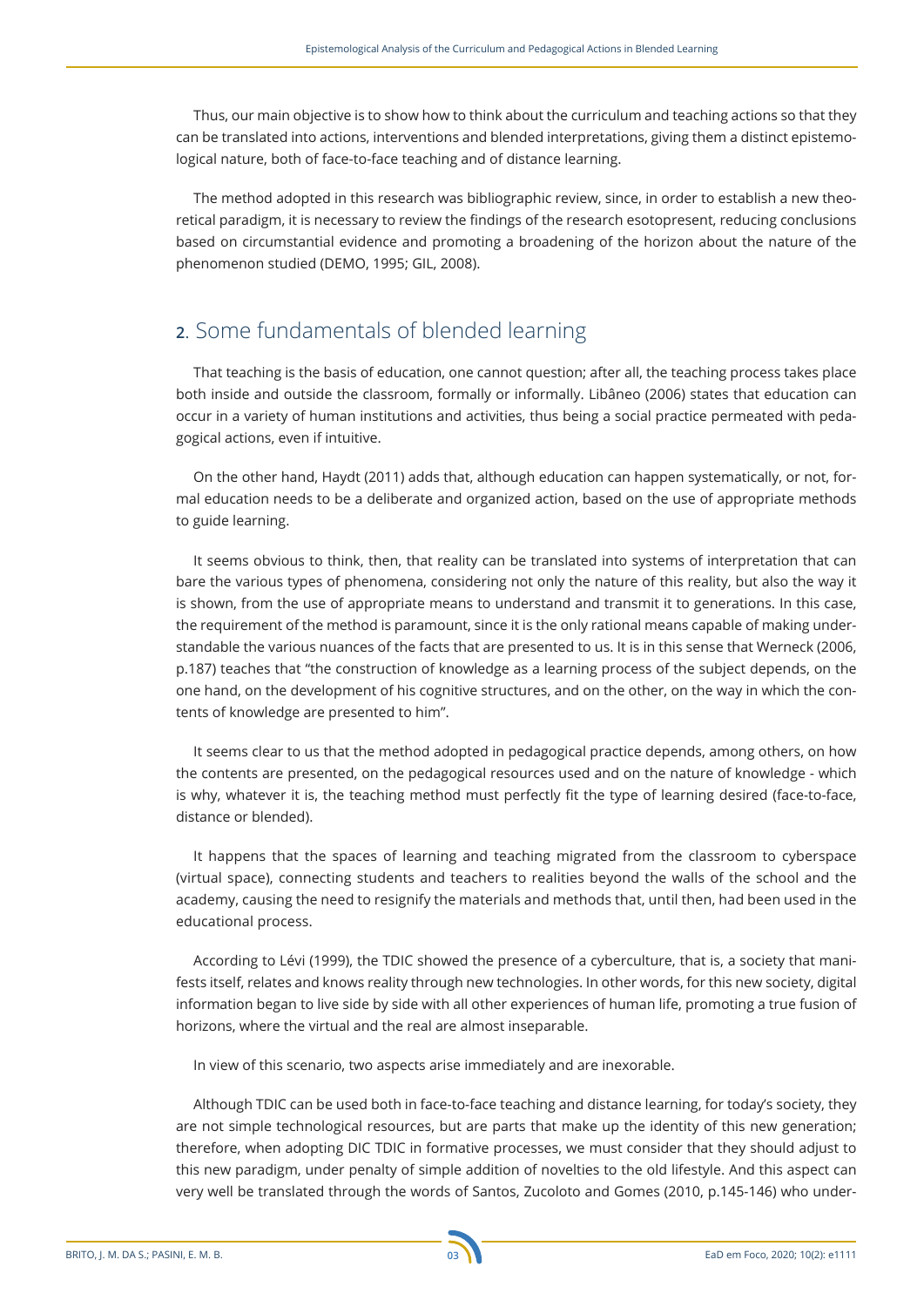Thus, our main objective is to show how to think about the curriculum and teaching actions so that they can be translated into actions, interventions and blended interpretations, giving them a distinct epistemological nature, both of face-to-face teaching and of distance learning.

The method adopted in this research was bibliographic review, since, in order to establish a new theoretical paradigm, it is necessary to review the findings of the research esotopresent, reducing conclusions based on circumstantial evidence and promoting a broadening of the horizon about the nature of the phenomenon studied (DEMO, 1995; GIL, 2008).

## 2. Some fundamentals of blended learning

That teaching is the basis of education, one cannot question; after all, the teaching process takes place both inside and outside the classroom, formally or informally. Libâneo (2006) states that education can occur in a variety of human institutions and activities, thus being a social practice permeated with pedagogical actions, even if intuitive.

On the other hand, Haydt (2011) adds that, although education can happen systematically, or not, formal education needs to be a deliberate and organized action, based on the use of appropriate methods to guide learning.

It seems obvious to think, then, that reality can be translated into systems of interpretation that can bare the various types of phenomena, considering not only the nature of this reality, but also the way it is shown, from the use of appropriate means to understand and transmit it to generations. In this case, the requirement of the method is paramount, since it is the only rational means capable of making understandable the various nuances of the facts that are presented to us. It is in this sense that Werneck (2006, p.187) teaches that "the construction of knowledge as a learning process of the subject depends, on the one hand, on the development of his cognitive structures, and on the other, on the way in which the contents of knowledge are presented to him".

It seems clear to us that the method adopted in pedagogical practice depends, among others, on how the contents are presented, on the pedagogical resources used and on the nature of knowledge - which is why, whatever it is, the teaching method must perfectly fit the type of learning desired (face-to-face, distance or blended).

It happens that the spaces of learning and teaching migrated from the classroom to cyberspace (virtual space), connecting students and teachers to realities beyond the walls of the school and the academy, causing the need to resignify the materials and methods that, until then, had been used in the educational process.

According to Lévi (1999), the TDIC showed the presence of a cyberculture, that is, a society that manifests itself, relates and knows reality through new technologies. In other words, for this new society, digital information began to live side by side with all other experiences of human life, promoting a true fusion of horizons, where the virtual and the real are almost inseparable.

In view of this scenario, two aspects arise immediately and are inexorable.

Although TDIC can be used both in face-to-face teaching and distance learning, for today's society, they are not simple technological resources, but are parts that make up the identity of this new generation; therefore, when adopting DIC TDIC in formative processes, we must consider that they should adjust to this new paradigm, under penalty of simple addition of novelties to the old lifestyle. And this aspect can very well be translated through the words of Santos, Zucoloto and Gomes (2010, p.145-146) who under-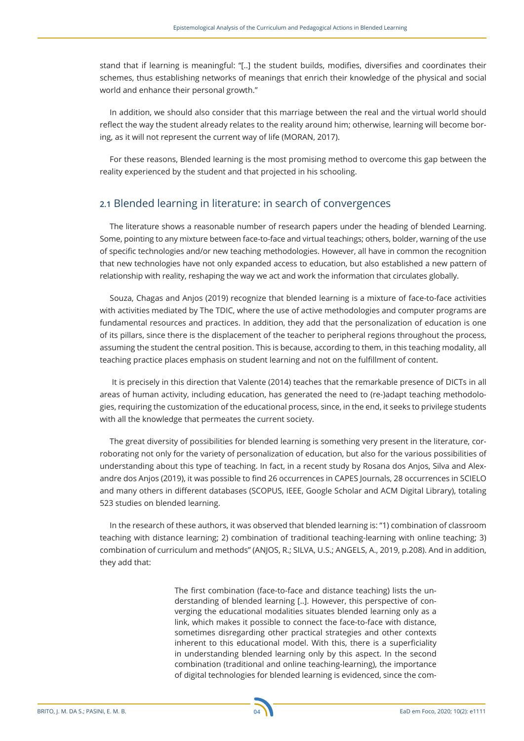stand that if learning is meaningful: "[..] the student builds, modifies, diversifies and coordinates their schemes, thus establishing networks of meanings that enrich their knowledge of the physical and social world and enhance their personal growth."

In addition, we should also consider that this marriage between the real and the virtual world should reflect the way the student already relates to the reality around him; otherwise, learning will become boring, as it will not represent the current way of life (MORAN, 2017).

For these reasons, Blended learning is the most promising method to overcome this gap between the reality experienced by the student and that projected in his schooling.

## 2.1 Blended learning in literature: in search of convergences

The literature shows a reasonable number of research papers under the heading of blended Learning. Some, pointing to any mixture between face-to-face and virtual teachings; others, bolder, warning of the use of specific technologies and/or new teaching methodologies. However, all have in common the recognition that new technologies have not only expanded access to education, but also established a new pattern of relationship with reality, reshaping the way we act and work the information that circulates globally.

Souza, Chagas and Anjos (2019) recognize that blended learning is a mixture of face-to-face activities with activities mediated by The TDIC, where the use of active methodologies and computer programs are fundamental resources and practices. In addition, they add that the personalization of education is one of its pillars, since there is the displacement of the teacher to peripheral regions throughout the process, assuming the student the central position. This is because, according to them, in this teaching modality, all teaching practice places emphasis on student learning and not on the fulfillment of content.

It is precisely in this direction that Valente (2014) teaches that the remarkable presence of DICTs in all areas of human activity, including education, has generated the need to (re-)adapt teaching methodologies, requiring the customization of the educational process, since, in the end, it seeks to privilege students with all the knowledge that permeates the current society.

The great diversity of possibilities for blended learning is something very present in the literature, corroborating not only for the variety of personalization of education, but also for the various possibilities of understanding about this type of teaching. In fact, in a recent study by Rosana dos Anjos, Silva and Alexandre dos Anjos (2019), it was possible to find 26 occurrences in CAPES Journals, 28 occurrences in SCIELO and many others in different databases (SCOPUS, IEEE, Google Scholar and ACM Digital Library), totaling 523 studies on blended learning.

In the research of these authors, it was observed that blended learning is: "1) combination of classroom teaching with distance learning; 2) combination of traditional teaching-learning with online teaching; 3) combination of curriculum and methods" (ANJOS, R.; SILVA, U.S.; ANGELS, A., 2019, p.208). And in addition, they add that:

> The first combination (face-to-face and distance teaching) lists the understanding of blended learning [..]. However, this perspective of converging the educational modalities situates blended learning only as a link, which makes it possible to connect the face-to-face with distance, sometimes disregarding other practical strategies and other contexts inherent to this educational model. With this, there is a superficiality in understanding blended learning only by this aspect. In the second combination (traditional and online teaching-learning), the importance of digital technologies for blended learning is evidenced, since the com-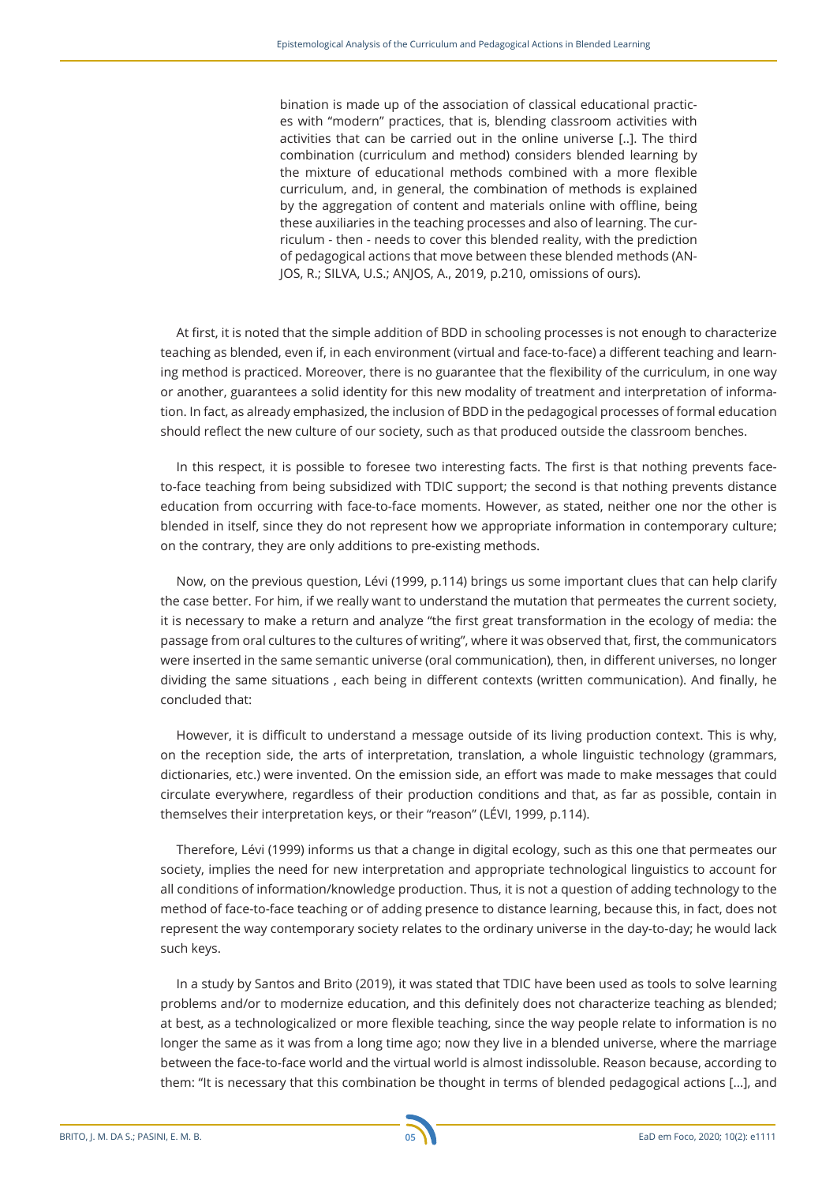> bination is made up of the association of classical educational practices with "modern" practices, that is, blending classroom activities with activities that can be carried out in the online universe [..]. The third combination (curriculum and method) considers blended learning by the mixture of educational methods combined with a more flexible curriculum, and, in general, the combination of methods is explained by the aggregation of content and materials online with offline, being these auxiliaries in the teaching processes and also of learning. The curriculum - then - needs to cover this blended reality, with the prediction of pedagogical actions that move between these blended methods (ANJOS, R.; SILVA, U.S.; ANJOS, A., 2019, p.210, omissions of ours).

At first, it is noted that the simple addition of BDD in schooling processes is not enough to characterize teaching as blended, even if, in each environment (virtual and face-to-face) a different teaching and learning method is practiced. Moreover, there is no guarantee that the flexibility of the curriculum, in one way or another, guarantees a solid identity for this new modality of treatment and interpretation of information. In fact, as already emphasized, the inclusion of BDD in the pedagogical processes of formal education should reflect the new culture of our society, such as that produced outside the classroom benches.

In this respect, it is possible to foresee two interesting facts. The first is that nothing prevents face-to-face teaching from being subsidized with TDIC support; the second is that nothing prevents distance education from occurring with face-to-face moments. However, as stated, neither one nor the other is blended in itself, since they do not represent how we appropriate information in contemporary culture; on the contrary, they are only additions to pre-existing methods.

Now, on the previous question, Lévi (1999, p.114) brings us some important clues that can help clarify the case better. For him, if we really want to understand the mutation that permeates the current society, it is necessary to make a return and analyze "the first great transformation in the ecology of media: the passage from oral cultures to the cultures of writing", where it was observed that, first, the communicators were inserted in the same semantic universe (oral communication), then, in different universes, no longer dividing the same situations , each being in different contexts (written communication). And finally, he concluded that:

However, it is difficult to understand a message outside of its living production context. This is why, on the reception side, the arts of interpretation, translation, a whole linguistic technology (grammars, dictionaries, etc.) were invented. On the emission side, an effort was made to make messages that could circulate everywhere, regardless of their production conditions and that, as far as possible, contain in themselves their interpretation keys, or their "reason" (LÉVI, 1999, p.114).

Therefore, Lévi (1999) informs us that a change in digital ecology, such as this one that permeates our society, implies the need for new interpretation and appropriate technological linguistics to account for all conditions of information/knowledge production. Thus, it is not a question of adding technology to the method of face-to-face teaching or of adding presence to distance learning, because this, in fact, does not represent the way contemporary society relates to the ordinary universe in the day-to-day; he would lack such keys.

In a study by Santos and Brito (2019), it was stated that TDIC have been used as tools to solve learning problems and/or to modernize education, and this definitely does not characterize teaching as blended; at best, as a technologicalized or more flexible teaching, since the way people relate to information is no longer the same as it was from a long time ago; now they live in a blended universe, where the marriage between the face-to-face world and the virtual world is almost indissoluble. Reason because, according to them: "It is necessary that this combination be thought in terms of blended pedagogical actions [...], and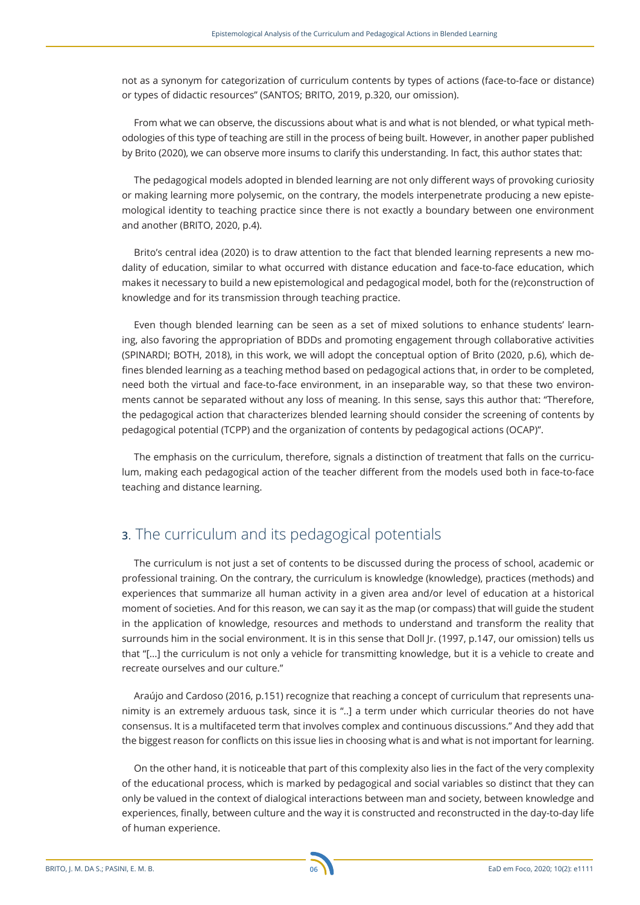not as a synonym for categorization of curriculum contents by types of actions (face-to-face or distance) or types of didactic resources" (SANTOS; BRITO, 2019, p.320, our omission).

From what we can observe, the discussions about what is and what is not blended, or what typical methodologies of this type of teaching are still in the process of being built. However, in another paper published by Brito (2020), we can observe more insums to clarify this understanding. In fact, this author states that:

The pedagogical models adopted in blended learning are not only different ways of provoking curiosity or making learning more polysemic, on the contrary, the models interpenetrate producing a new epistemological identity to teaching practice since there is not exactly a boundary between one environment and another (BRITO, 2020, p.4).

Brito's central idea (2020) is to draw attention to the fact that blended learning represents a new modality of education, similar to what occurred with distance education and face-to-face education, which makes it necessary to build a new epistemological and pedagogical model, both for the (re)construction of knowledge and for its transmission through teaching practice.

Even though blended learning can be seen as a set of mixed solutions to enhance students' learning, also favoring the appropriation of BDDs and promoting engagement through collaborative activities (SPINARDI; BOTH, 2018), in this work, we will adopt the conceptual option of Brito (2020, p.6), which defines blended learning as a teaching method based on pedagogical actions that, in order to be completed, need both the virtual and face-to-face environment, in an inseparable way, so that these two environments cannot be separated without any loss of meaning. In this sense, says this author that: "Therefore, the pedagogical action that characterizes blended learning should consider the screening of contents by pedagogical potential (TCPP) and the organization of contents by pedagogical actions (OCAP)".

The emphasis on the curriculum, therefore, signals a distinction of treatment that falls on the curriculum, making each pedagogical action of the teacher different from the models used both in face-to-face teaching and distance learning.

## 3. The curriculum and its pedagogical potentials

The curriculum is not just a set of contents to be discussed during the process of school, academic or professional training. On the contrary, the curriculum is knowledge (knowledge), practices (methods) and experiences that summarize all human activity in a given area and/or level of education at a historical moment of societies. And for this reason, we can say it as the map (or compass) that will guide the student in the application of knowledge, resources and methods to understand and transform the reality that surrounds him in the social environment. It is in this sense that Doll Jr. (1997, p.147, our omission) tells us that "[...] the curriculum is not only a vehicle for transmitting knowledge, but it is a vehicle to create and recreate ourselves and our culture."

Araújo and Cardoso (2016, p.151) recognize that reaching a concept of curriculum that represents unanimity is an extremely arduous task, since it is "..] a term under which curricular theories do not have consensus. It is a multifaceted term that involves complex and continuous discussions." And they add that the biggest reason for conflicts on this issue lies in choosing what is and what is not important for learning.

On the other hand, it is noticeable that part of this complexity also lies in the fact of the very complexity of the educational process, which is marked by pedagogical and social variables so distinct that they can only be valued in the context of dialogical interactions between man and society, between knowledge and experiences, finally, between culture and the way it is constructed and reconstructed in the day-to-day life of human experience.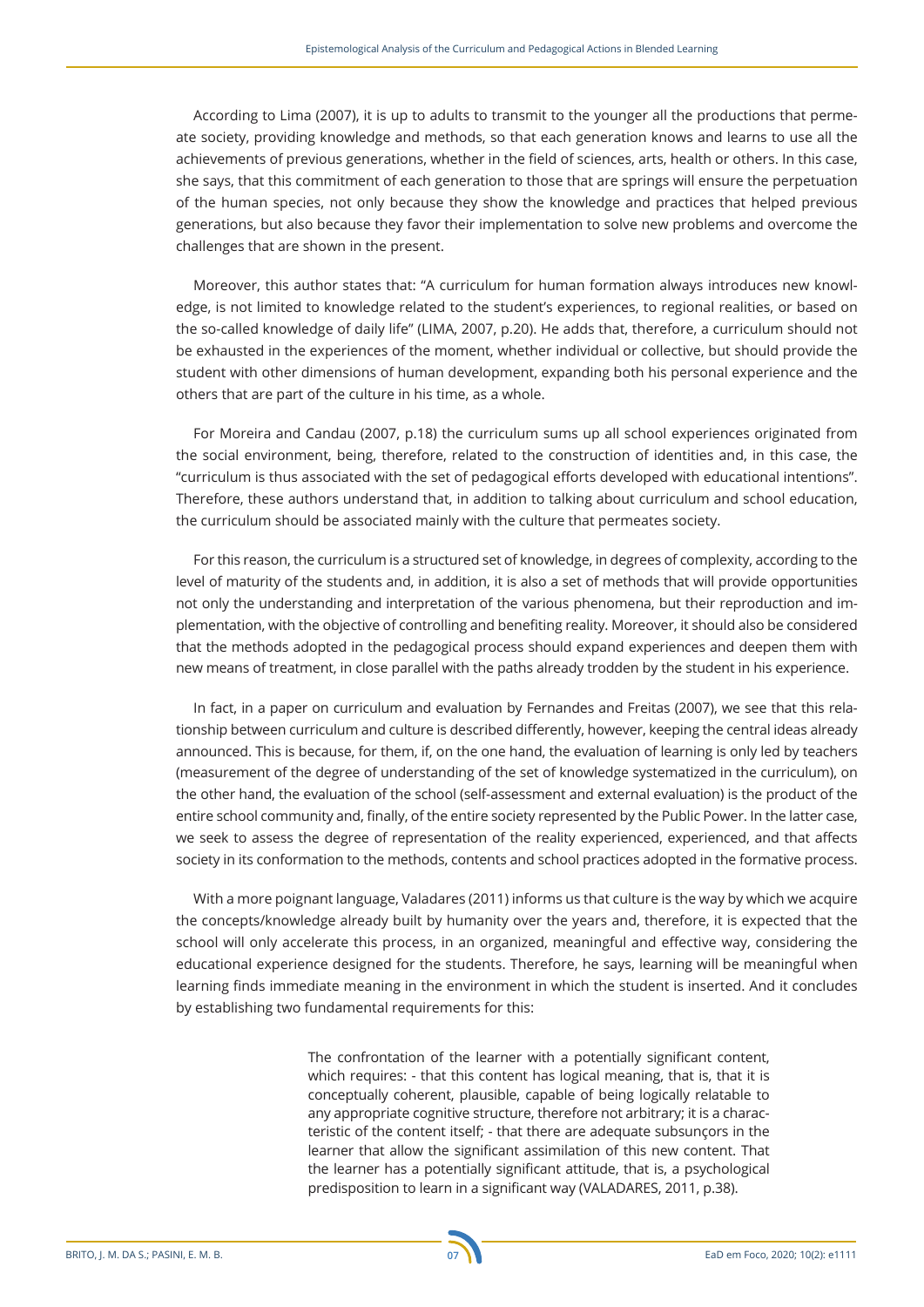According to Lima (2007), it is up to adults to transmit to the younger all the productions that permeate society, providing knowledge and methods, so that each generation knows and learns to use all the achievements of previous generations, whether in the field of sciences, arts, health or others. In this case, she says, that this commitment of each generation to those that are springs will ensure the perpetuation of the human species, not only because they show the knowledge and practices that helped previous generations, but also because they favor their implementation to solve new problems and overcome the challenges that are shown in the present.

Moreover, this author states that: "A curriculum for human formation always introduces new knowledge, is not limited to knowledge related to the student's experiences, to regional realities, or based on the so-called knowledge of daily life" (LIMA, 2007, p.20). He adds that, therefore, a curriculum should not be exhausted in the experiences of the moment, whether individual or collective, but should provide the student with other dimensions of human development, expanding both his personal experience and the others that are part of the culture in his time, as a whole.

For Moreira and Candau (2007, p.18) the curriculum sums up all school experiences originated from the social environment, being, therefore, related to the construction of identities and, in this case, the "curriculum is thus associated with the set of pedagogical efforts developed with educational intentions". Therefore, these authors understand that, in addition to talking about curriculum and school education, the curriculum should be associated mainly with the culture that permeates society.

For this reason, the curriculum is a structured set of knowledge, in degrees of complexity, according to the level of maturity of the students and, in addition, it is also a set of methods that will provide opportunities not only the understanding and interpretation of the various phenomena, but their reproduction and implementation, with the objective of controlling and benefiting reality. Moreover, it should also be considered that the methods adopted in the pedagogical process should expand experiences and deepen them with new means of treatment, in close parallel with the paths already trodden by the student in his experience.

In fact, in a paper on curriculum and evaluation by Fernandes and Freitas (2007), we see that this relationship between curriculum and culture is described differently, however, keeping the central ideas already announced. This is because, for them, if, on the one hand, the evaluation of learning is only led by teachers (measurement of the degree of understanding of the set of knowledge systematized in the curriculum), on the other hand, the evaluation of the school (self-assessment and external evaluation) is the product of the entire school community and, finally, of the entire society represented by the Public Power. In the latter case, we seek to assess the degree of representation of the reality experienced, experienced, and that affects society in its conformation to the methods, contents and school practices adopted in the formative process.

With a more poignant language, Valadares (2011) informs us that culture is the way by which we acquire the concepts/knowledge already built by humanity over the years and, therefore, it is expected that the school will only accelerate this process, in an organized, meaningful and effective way, considering the educational experience designed for the students. Therefore, he says, learning will be meaningful when learning finds immediate meaning in the environment in which the student is inserted. And it concludes by establishing two fundamental requirements for this:

> The confrontation of the learner with a potentially significant content, which requires: - that this content has logical meaning, that is, that it is conceptually coherent, plausible, capable of being logically relatable to any appropriate cognitive structure, therefore not arbitrary; it is a characteristic of the content itself; - that there are adequate subsunçors in the learner that allow the significant assimilation of this new content. That the learner has a potentially significant attitude, that is, a psychological predisposition to learn in a significant way (VALADARES, 2011, p.38).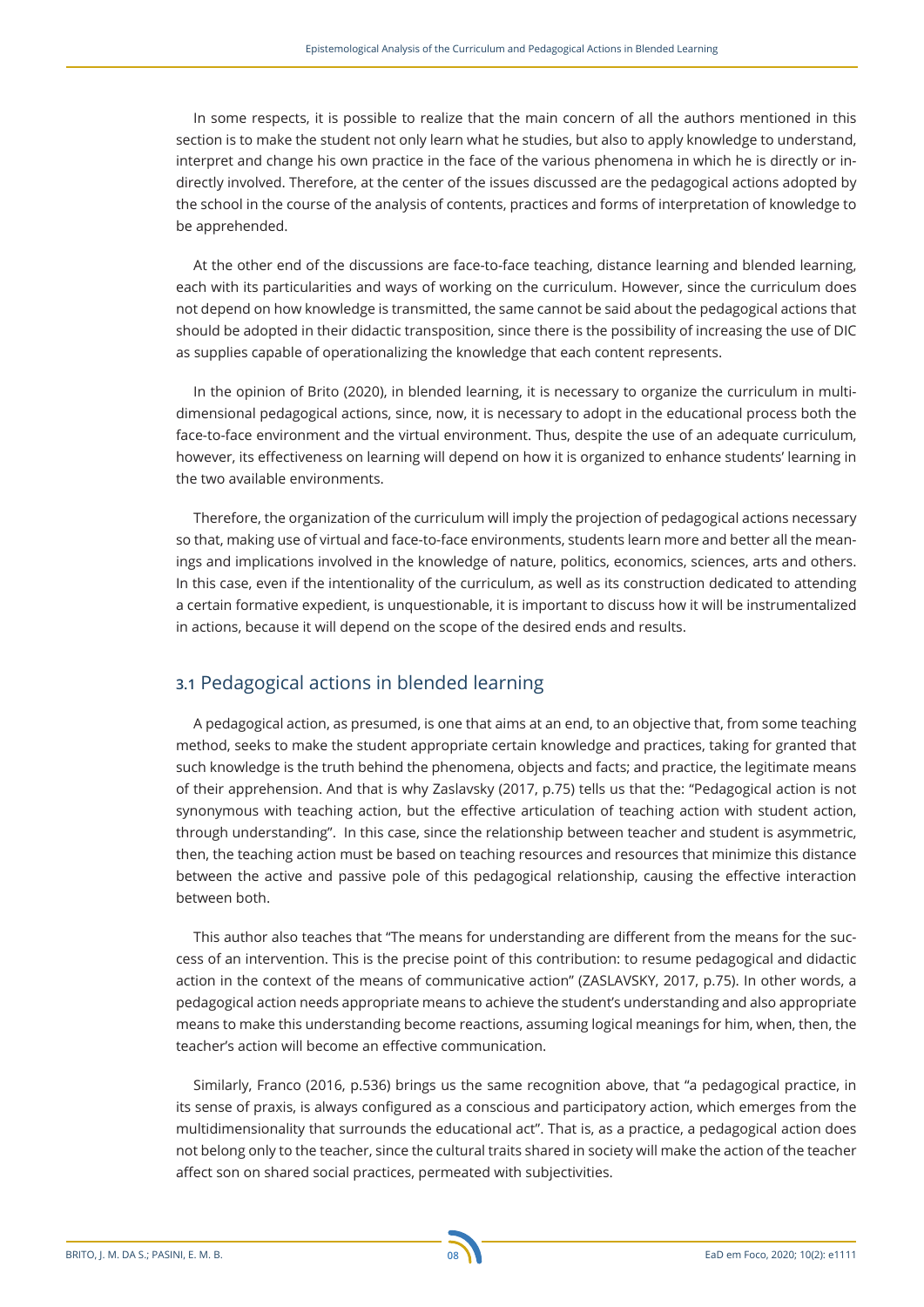In some respects, it is possible to realize that the main concern of all the authors mentioned in this section is to make the student not only learn what he studies, but also to apply knowledge to understand, interpret and change his own practice in the face of the various phenomena in which he is directly or indirectly involved. Therefore, at the center of the issues discussed are the pedagogical actions adopted by the school in the course of the analysis of contents, practices and forms of interpretation of knowledge to be apprehended.

At the other end of the discussions are face-to-face teaching, distance learning and blended learning, each with its particularities and ways of working on the curriculum. However, since the curriculum does not depend on how knowledge is transmitted, the same cannot be said about the pedagogical actions that should be adopted in their didactic transposition, since there is the possibility of increasing the use of DIC as supplies capable of operationalizing the knowledge that each content represents.

In the opinion of Brito (2020), in blended learning, it is necessary to organize the curriculum in multidimensional pedagogical actions, since, now, it is necessary to adopt in the educational process both the face-to-face environment and the virtual environment. Thus, despite the use of an adequate curriculum, however, its effectiveness on learning will depend on how it is organized to enhance students' learning in the two available environments.

Therefore, the organization of the curriculum will imply the projection of pedagogical actions necessary so that, making use of virtual and face-to-face environments, students learn more and better all the meanings and implications involved in the knowledge of nature, politics, economics, sciences, arts and others. In this case, even if the intentionality of the curriculum, as well as its construction dedicated to attending a certain formative expedient, is unquestionable, it is important to discuss how it will be instrumentalized in actions, because it will depend on the scope of the desired ends and results.

## 3.1 Pedagogical actions in blended learning

A pedagogical action, as presumed, is one that aims at an end, to an objective that, from some teaching method, seeks to make the student appropriate certain knowledge and practices, taking for granted that such knowledge is the truth behind the phenomena, objects and facts; and practice, the legitimate means of their apprehension. And that is why Zaslavsky (2017, p.75) tells us that the: "Pedagogical action is not synonymous with teaching action, but the effective articulation of teaching action with student action, through understanding". In this case, since the relationship between teacher and student is asymmetric, then, the teaching action must be based on teaching resources and resources that minimize this distance between the active and passive pole of this pedagogical relationship, causing the effective interaction between both.

This author also teaches that "The means for understanding are different from the means for the success of an intervention. This is the precise point of this contribution: to resume pedagogical and didactic action in the context of the means of communicative action" (ZASLAVSKY, 2017, p.75). In other words, a pedagogical action needs appropriate means to achieve the student's understanding and also appropriate means to make this understanding become reactions, assuming logical meanings for him, when, then, the teacher's action will become an effective communication.

Similarly, Franco (2016, p.536) brings us the same recognition above, that "a pedagogical practice, in its sense of praxis, is always configured as a conscious and participatory action, which emerges from the multidimensionality that surrounds the educational act". That is, as a practice, a pedagogical action does not belong only to the teacher, since the cultural traits shared in society will make the action of the teacher affect son on shared social practices, permeated with subjectivities.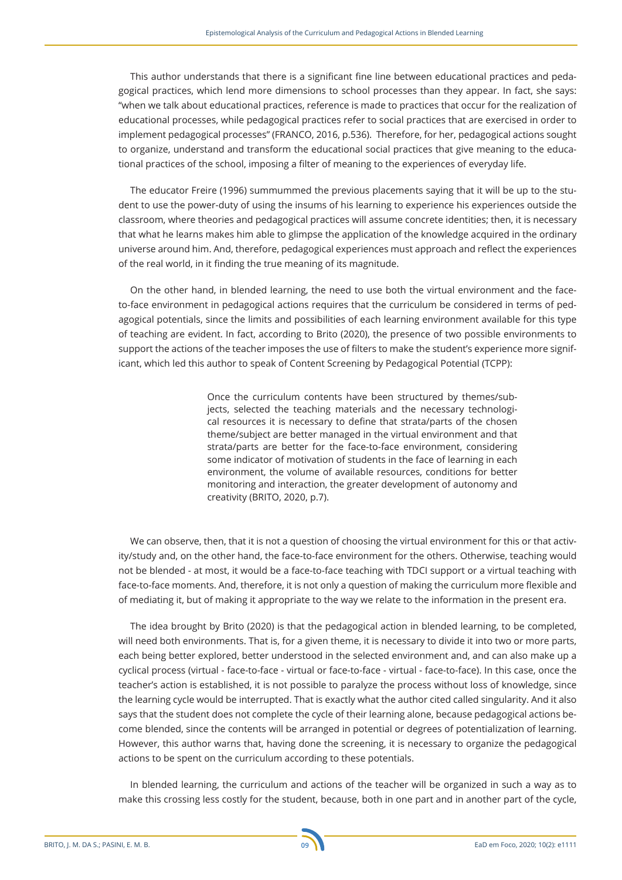This author understands that there is a significant fine line between educational practices and pedagogical practices, which lend more dimensions to school processes than they appear. In fact, she says: "when we talk about educational practices, reference is made to practices that occur for the realization of educational processes, while pedagogical practices refer to social practices that are exercised in order to implement pedagogical processes" (FRANCO, 2016, p.536). Therefore, for her, pedagogical actions sought to organize, understand and transform the educational social practices that give meaning to the educational practices of the school, imposing a filter of meaning to the experiences of everyday life.

The educator Freire (1996) summummed the previous placements saying that it will be up to the student to use the power-duty of using the insums of his learning to experience his experiences outside the classroom, where theories and pedagogical practices will assume concrete identities; then, it is necessary that what he learns makes him able to glimpse the application of the knowledge acquired in the ordinary universe around him. And, therefore, pedagogical experiences must approach and reflect the experiences of the real world, in it finding the true meaning of its magnitude.

On the other hand, in blended learning, the need to use both the virtual environment and the face-to-face environment in pedagogical actions requires that the curriculum be considered in terms of pedagogical potentials, since the limits and possibilities of each learning environment available for this type of teaching are evident. In fact, according to Brito (2020), the presence of two possible environments to support the actions of the teacher imposes the use of filters to make the student's experience more significant, which led this author to speak of Content Screening by Pedagogical Potential (TCPP):

> Once the curriculum contents have been structured by themes/subjects, selected the teaching materials and the necessary technological resources it is necessary to define that strata/parts of the chosen theme/subject are better managed in the virtual environment and that strata/parts are better for the face-to-face environment, considering some indicator of motivation of students in the face of learning in each environment, the volume of available resources, conditions for better monitoring and interaction, the greater development of autonomy and creativity (BRITO, 2020, p.7).

We can observe, then, that it is not a question of choosing the virtual environment for this or that activity/study and, on the other hand, the face-to-face environment for the others. Otherwise, teaching would not be blended - at most, it would be a face-to-face teaching with TDCI support or a virtual teaching with face-to-face moments. And, therefore, it is not only a question of making the curriculum more flexible and of mediating it, but of making it appropriate to the way we relate to the information in the present era.

The idea brought by Brito (2020) is that the pedagogical action in blended learning, to be completed, will need both environments. That is, for a given theme, it is necessary to divide it into two or more parts, each being better explored, better understood in the selected environment and, and can also make up a cyclical process (virtual - face-to-face - virtual or face-to-face - virtual - face-to-face). In this case, once the teacher's action is established, it is not possible to paralyze the process without loss of knowledge, since the learning cycle would be interrupted. That is exactly what the author cited called singularity. And it also says that the student does not complete the cycle of their learning alone, because pedagogical actions become blended, since the contents will be arranged in potential or degrees of potentialization of learning. However, this author warns that, having done the screening, it is necessary to organize the pedagogical actions to be spent on the curriculum according to these potentials.

In blended learning, the curriculum and actions of the teacher will be organized in such a way as to make this crossing less costly for the student, because, both in one part and in another part of the cycle,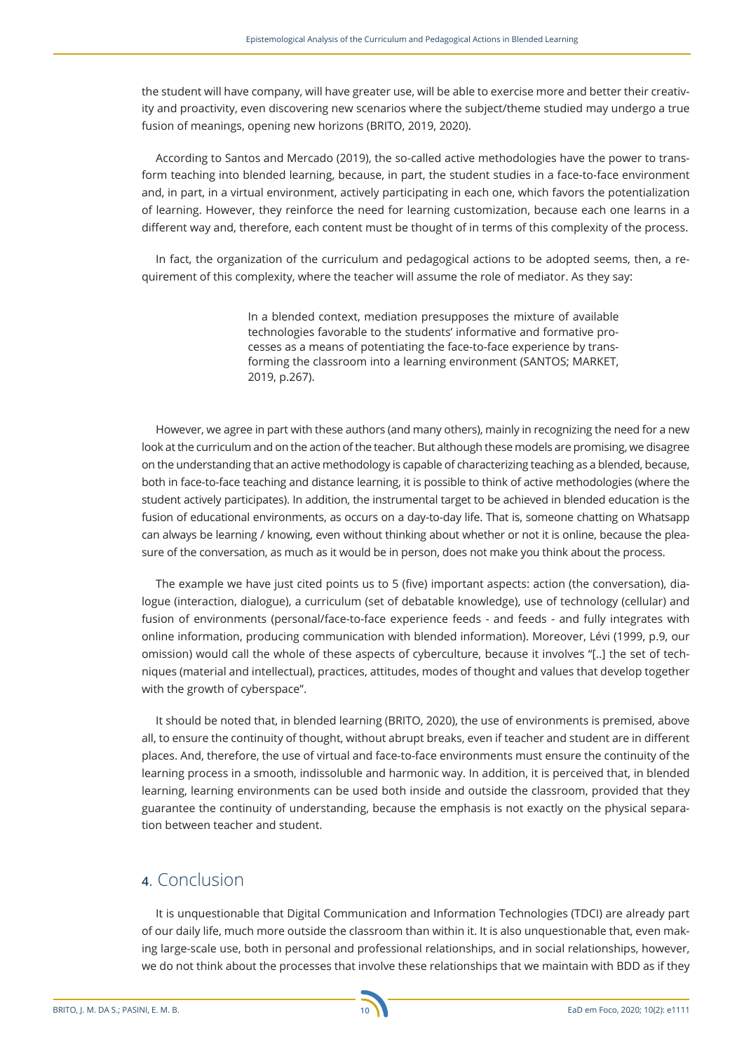the student will have company, will have greater use, will be able to exercise more and better their creativity and proactivity, even discovering new scenarios where the subject/theme studied may undergo a true fusion of meanings, opening new horizons (BRITO, 2019, 2020).

According to Santos and Mercado (2019), the so-called active methodologies have the power to transform teaching into blended learning, because, in part, the student studies in a face-to-face environment and, in part, in a virtual environment, actively participating in each one, which favors the potentialization of learning. However, they reinforce the need for learning customization, because each one learns in a different way and, therefore, each content must be thought of in terms of this complexity of the process.

In fact, the organization of the curriculum and pedagogical actions to be adopted seems, then, a requirement of this complexity, where the teacher will assume the role of mediator. As they say:

> In a blended context, mediation presupposes the mixture of available technologies favorable to the students' informative and formative processes as a means of potentiating the face-to-face experience by transforming the classroom into a learning environment (SANTOS; MARKET, 2019, p.267).

However, we agree in part with these authors (and many others), mainly in recognizing the need for a new look at the curriculum and on the action of the teacher. But although these models are promising, we disagree on the understanding that an active methodology is capable of characterizing teaching as a blended, because, both in face-to-face teaching and distance learning, it is possible to think of active methodologies (where the student actively participates). In addition, the instrumental target to be achieved in blended education is the fusion of educational environments, as occurs on a day-to-day life. That is, someone chatting on Whatsapp can always be learning / knowing, even without thinking about whether or not it is online, because the pleasure of the conversation, as much as it would be in person, does not make you think about the process.

The example we have just cited points us to 5 (five) important aspects: action (the conversation), dialogue (interaction, dialogue), a curriculum (set of debatable knowledge), use of technology (cellular) and fusion of environments (personal/face-to-face experience feeds - and feeds - and fully integrates with online information, producing communication with blended information). Moreover, Lévi (1999, p.9, our omission) would call the whole of these aspects of cyberculture, because it involves "[..] the set of techniques (material and intellectual), practices, attitudes, modes of thought and values that develop together with the growth of cyberspace".

It should be noted that, in blended learning (BRITO, 2020), the use of environments is premised, above all, to ensure the continuity of thought, without abrupt breaks, even if teacher and student are in different places. And, therefore, the use of virtual and face-to-face environments must ensure the continuity of the learning process in a smooth, indissoluble and harmonic way. In addition, it is perceived that, in blended learning, learning environments can be used both inside and outside the classroom, provided that they guarantee the continuity of understanding, because the emphasis is not exactly on the physical separation between teacher and student.

## 4. Conclusion

It is unquestionable that Digital Communication and Information Technologies (TDCI) are already part of our daily life, much more outside the classroom than within it. It is also unquestionable that, even making large-scale use, both in personal and professional relationships, and in social relationships, however, we do not think about the processes that involve these relationships that we maintain with BDD as if they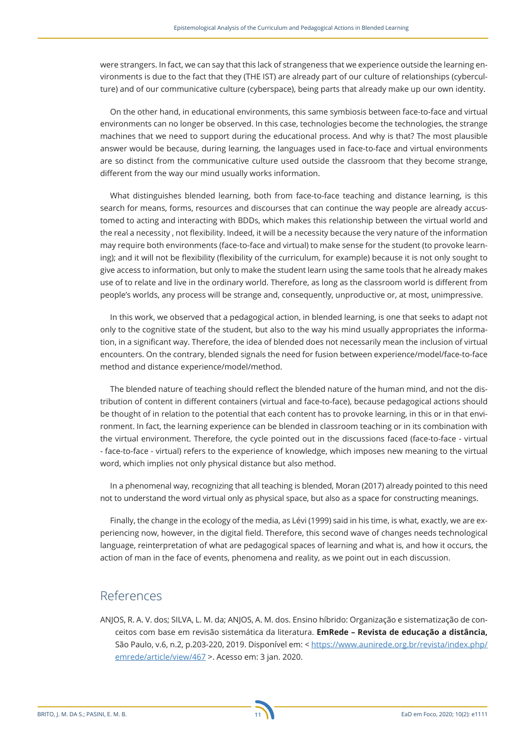were strangers. In fact, we can say that this lack of strangeness that we experience outside the learning environments is due to the fact that they (THE IST) are already part of our culture of relationships (cyberculture) and of our communicative culture (cyberspace), being parts that already make up our own identity.

On the other hand, in educational environments, this same symbiosis between face-to-face and virtual environments can no longer be observed. In this case, technologies become the technologies, the strange machines that we need to support during the educational process. And why is that? The most plausible answer would be because, during learning, the languages used in face-to-face and virtual environments are so distinct from the communicative culture used outside the classroom that they become strange, different from the way our mind usually works information.

What distinguishes blended learning, both from face-to-face teaching and distance learning, is this search for means, forms, resources and discourses that can continue the way people are already accustomed to acting and interacting with BDDs, which makes this relationship between the virtual world and the real a necessity , not flexibility. Indeed, it will be a necessity because the very nature of the information may require both environments (face-to-face and virtual) to make sense for the student (to provoke learning); and it will not be flexibility (flexibility of the curriculum, for example) because it is not only sought to give access to information, but only to make the student learn using the same tools that he already makes use of to relate and live in the ordinary world. Therefore, as long as the classroom world is different from people's worlds, any process will be strange and, consequently, unproductive or, at most, unimpressive.

In this work, we observed that a pedagogical action, in blended learning, is one that seeks to adapt not only to the cognitive state of the student, but also to the way his mind usually appropriates the information, in a significant way. Therefore, the idea of blended does not necessarily mean the inclusion of virtual encounters. On the contrary, blended signals the need for fusion between experience/model/face-to-face method and distance experience/model/method.

The blended nature of teaching should reflect the blended nature of the human mind, and not the distribution of content in different containers (virtual and face-to-face), because pedagogical actions should be thought of in relation to the potential that each content has to provoke learning, in this or in that environment. In fact, the learning experience can be blended in classroom teaching or in its combination with the virtual environment. Therefore, the cycle pointed out in the discussions faced (face-to-face - virtual - face-to-face - virtual) refers to the experience of knowledge, which imposes new meaning to the virtual word, which implies not only physical distance but also method.

In a phenomenal way, recognizing that all teaching is blended, Moran (2017) already pointed to this need not to understand the word virtual only as physical space, but also as a space for constructing meanings.

Finally, the change in the ecology of the media, as Lévi (1999) said in his time, is what, exactly, we are experiencing now, however, in the digital field. Therefore, this second wave of changes needs technological language, reinterpretation of what are pedagogical spaces of learning and what is, and how it occurs, the action of man in the face of events, phenomena and reality, as we point out in each discussion.

## References

ANJOS, R. A. V. dos; SILVA, L. M. da; ANJOS, A. M. dos. Ensino híbrido: Organização e sistematização de conceitos com base em revisão sistemática da literatura. **EmRede – Revista de educação a distância,** São Paulo, v.6, n.2, p.203-220, 2019. Disponível em: < [https://www.aunirede.org.br/revista/index.php/emrede/article/view/467](https://www.aunirede.org.br/revista/index.php/emrede/article/view/467) >. Acesso em: 3 jan. 2020.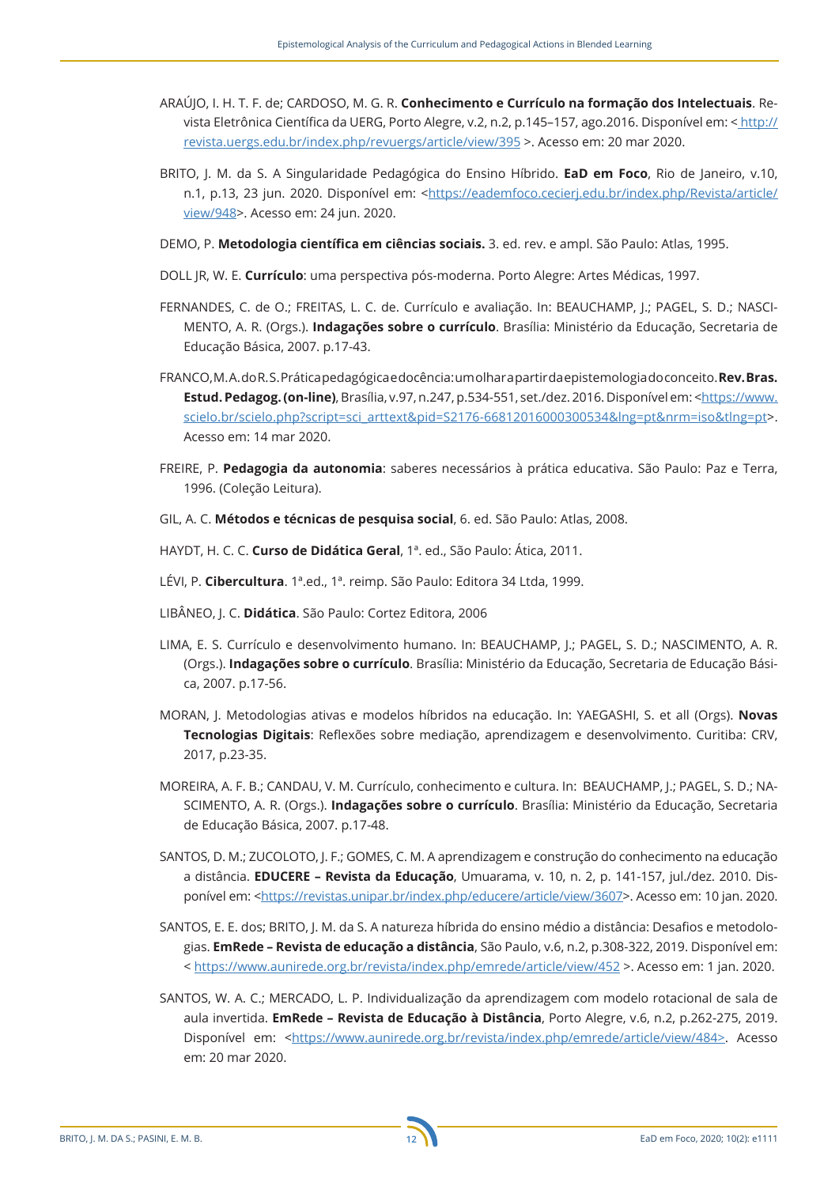ARAÚJO, I. H. T. F. de; CARDOSO, M. G. R. **Conhecimento e Currículo na formação dos Intelectuais**. Revista Eletrônica Científica da UERG, Porto Alegre, v.2, n.2, p.145–157, ago.2016. Disponível em: < http://revista.uergs.edu.br/index.php/revuergs/article/view/395 >. Acesso em: 20 mar 2020.

BRITO, J. M. da S. A Singularidade Pedagógica do Ensino Híbrido. **EaD em Foco**, Rio de Janeiro, v.10, n.1, p.13, 23 jun. 2020. Disponível em: <https://eademfoco.cecierj.edu.br/index.php/Revista/article/view/948>. Acesso em: 24 jun. 2020.

DEMO, P. **Metodologia científica em ciências sociais.** 3. ed. rev. e ampl. São Paulo: Atlas, 1995.

DOLL JR, W. E. **Currículo**: uma perspectiva pós-moderna. Porto Alegre: Artes Médicas, 1997.

FERNANDES, C. de O.; FREITAS, L. C. de. Currículo e avaliação. In: BEAUCHAMP, J.; PAGEL, S. D.; NASCIMENTO, A. R. (Orgs.). **Indagações sobre o currículo**. Brasília: Ministério da Educação, Secretaria de Educação Básica, 2007. p.17-43.

FRANCO, M. A. do R. S. Prática pedagógica e docência: um olhar a partir da epistemologia do conceito. **Rev. Bras. Estud. Pedagog. (on-line)**, Brasília, v.97, n.247, p.534-551, set./dez. 2016. Disponível em: <https://www.scielo.br/scielo.php?script=sci_arttext&pid=S2176-66812016000300534&lng=pt&nrm=iso&tlng=pt>. Acesso em: 14 mar 2020.

FREIRE, P. **Pedagogia da autonomia**: saberes necessários à prática educativa. São Paulo: Paz e Terra, 1996. (Coleção Leitura).

GIL, A. C. **Métodos e técnicas de pesquisa social**, 6. ed. São Paulo: Atlas, 2008.

HAYDT, H. C. C. **Curso de Didática Geral**, 1ª. ed., São Paulo: Ática, 2011.

LÉVI, P. **Cibercultura**. 1ª.ed., 1ª. reimp. São Paulo: Editora 34 Ltda, 1999.

LIBÂNEO, J. C. **Didática**. São Paulo: Cortez Editora, 2006

LIMA, E. S. Currículo e desenvolvimento humano. In: BEAUCHAMP, J.; PAGEL, S. D.; NASCIMENTO, A. R. (Orgs.). **Indagações sobre o currículo**. Brasília: Ministério da Educação, Secretaria de Educação Básica, 2007. p.17-56.

MORAN, J. Metodologias ativas e modelos híbridos na educação. In: YAEGASHI, S. et all (Orgs). **Novas Tecnologias Digitais**: Reflexões sobre mediação, aprendizagem e desenvolvimento. Curitiba: CRV, 2017, p.23-35.

MOREIRA, A. F. B.; CANDAU, V. M. Currículo, conhecimento e cultura. In: BEAUCHAMP, J.; PAGEL, S. D.; NASCIMENTO, A. R. (Orgs.). **Indagações sobre o currículo**. Brasília: Ministério da Educação, Secretaria de Educação Básica, 2007. p.17-48.

SANTOS, D. M.; ZUCOLOTO, J. F.; GOMES, C. M. A aprendizagem e construção do conhecimento na educação a distância. **EDUCERE – Revista da Educação**, Umuarama, v. 10, n. 2, p. 141-157, jul./dez. 2010. Disponível em: <https://revistas.unipar.br/index.php/educere/article/view/3607>. Acesso em: 10 jan. 2020.

SANTOS, E. E. dos; BRITO, J. M. da S. A natureza híbrida do ensino médio a distância: Desafios e metodologias. **EmRede – Revista de educação a distância**, São Paulo, v.6, n.2, p.308-322, 2019. Disponível em: < https://www.aunirede.org.br/revista/index.php/emrede/article/view/452 >. Acesso em: 1 jan. 2020.

SANTOS, W. A. C.; MERCADO, L. P. Individualização da aprendizagem com modelo rotacional de sala de aula invertida. **EmRede – Revista de Educação à Distância**, Porto Alegre, v.6, n.2, p.262-275, 2019. Disponível em: <https://www.aunirede.org.br/revista/index.php/emrede/article/view/484>. Acesso em: 20 mar 2020.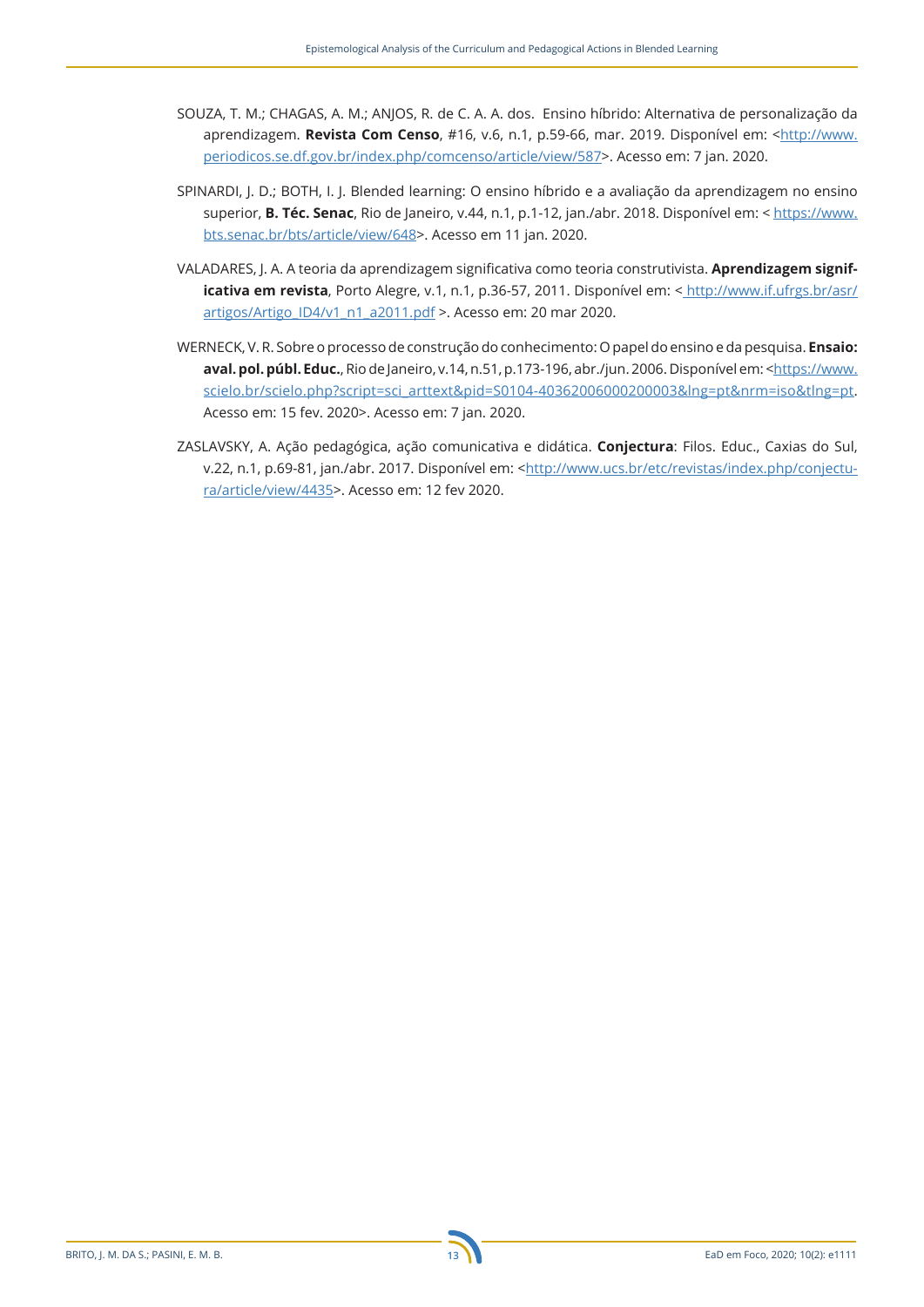SOUZA, T. M.; CHAGAS, A. M.; ANJOS, R. de C. A. A. dos. Ensino híbrido: Alternativa de personalização da aprendizagem. **Revista Com Censo**, #16, v.6, n.1, p.59-66, mar. 2019. Disponível em: <http://www.periodicos.se.df.gov.br/index.php/comcenso/article/view/587>. Acesso em: 7 jan. 2020.

SPINARDI, J. D.; BOTH, I. J. Blended learning: O ensino híbrido e a avaliação da aprendizagem no ensino superior, **B. Téc. Senac**, Rio de Janeiro, v.44, n.1, p.1-12, jan./abr. 2018. Disponível em: < https://www.bts.senac.br/bts/article/view/648>. Acesso em 11 jan. 2020.

VALADARES, J. A. A teoria da aprendizagem significativa como teoria construtivista. **Aprendizagem significativa em revista**, Porto Alegre, v.1, n.1, p.36-57, 2011. Disponível em: < http://www.if.ufrgs.br/asr/artigos/Artigo_ID4/v1_n1_a2011.pdf >. Acesso em: 20 mar 2020.

WERNECK, V. R. Sobre o processo de construção do conhecimento: O papel do ensino e da pesquisa. **Ensaio: aval. pol. públ. Educ.**, Rio de Janeiro, v.14, n.51, p.173-196, abr./jun. 2006. Disponível em: <https://www.scielo.br/scielo.php?script=sci_arttext&pid=S0104-40362006000200003&lng=pt&nrm=iso&tlng=pt. Acesso em: 15 fev. 2020>. Acesso em: 7 jan. 2020.

ZASLAVSKY, A. Ação pedagógica, ação comunicativa e didática. **Conjectura**: Filos. Educ., Caxias do Sul, v.22, n.1, p.69-81, jan./abr. 2017. Disponível em: <http://www.ucs.br/etc/revistas/index.php/conjectura/article/view/4435>. Acesso em: 12 fev 2020.